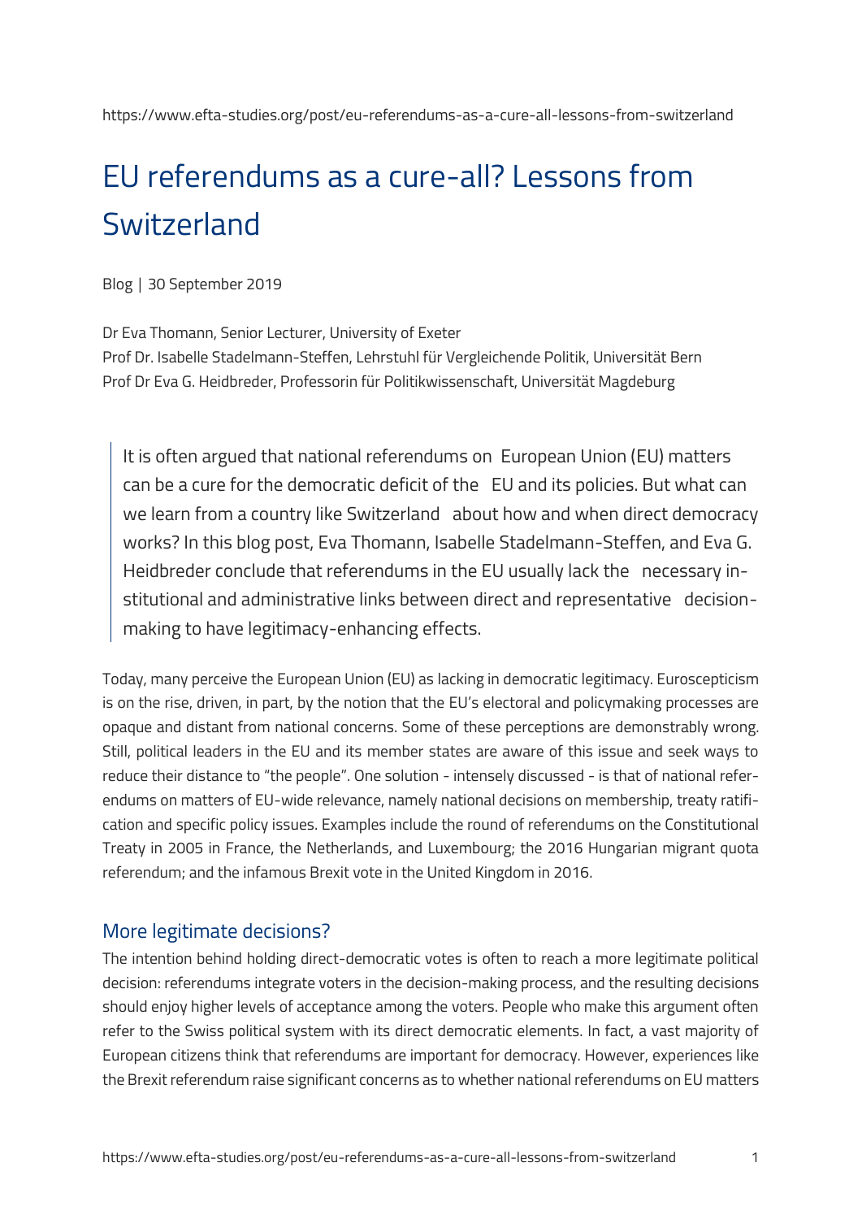https://www.efta-studies.org/post/eu-referendums-as-a-cure-all-lessons-from-switzerland

# EU referendums as a cure-all? Lessons from Switzerland

Blog | 30 September 2019

Dr Eva Thomann, Senior Lecturer, University of Exeter
Prof Dr. Isabelle Stadelmann-Steffen, Lehrstuhl für Vergleichende Politik, Universität Bern
Prof Dr Eva G. Heidbreder, Professorin für Politikwissenschaft, Universität Magdeburg

> It is often argued that national referendums on European Union (EU) matters can be a cure for the democratic deficit of the EU and its policies. But what can we learn from a country like Switzerland about how and when direct democracy works? In this blog post, Eva Thomann, Isabelle Stadelmann-Steffen, and Eva G. Heidbreder conclude that referendums in the EU usually lack the necessary institutional and administrative links between direct and representative decision-making to have legitimacy-enhancing effects.

Today, many perceive the European Union (EU) as lacking in democratic legitimacy. Euroscepticism is on the rise, driven, in part, by the notion that the EU's electoral and policymaking processes are opaque and distant from national concerns. Some of these perceptions are demonstrably wrong. Still, political leaders in the EU and its member states are aware of this issue and seek ways to reduce their distance to "the people". One solution - intensely discussed - is that of national referendums on matters of EU-wide relevance, namely national decisions on membership, treaty ratification and specific policy issues. Examples include the round of referendums on the Constitutional Treaty in 2005 in France, the Netherlands, and Luxembourg; the 2016 Hungarian migrant quota referendum; and the infamous Brexit vote in the United Kingdom in 2016.

## More legitimate decisions?

The intention behind holding direct-democratic votes is often to reach a more legitimate political decision: referendums integrate voters in the decision-making process, and the resulting decisions should enjoy higher levels of acceptance among the voters. People who make this argument often refer to the Swiss political system with its direct democratic elements. In fact, a vast majority of European citizens think that referendums are important for democracy. However, experiences like the Brexit referendum raise significant concerns as to whether national referendums on EU matters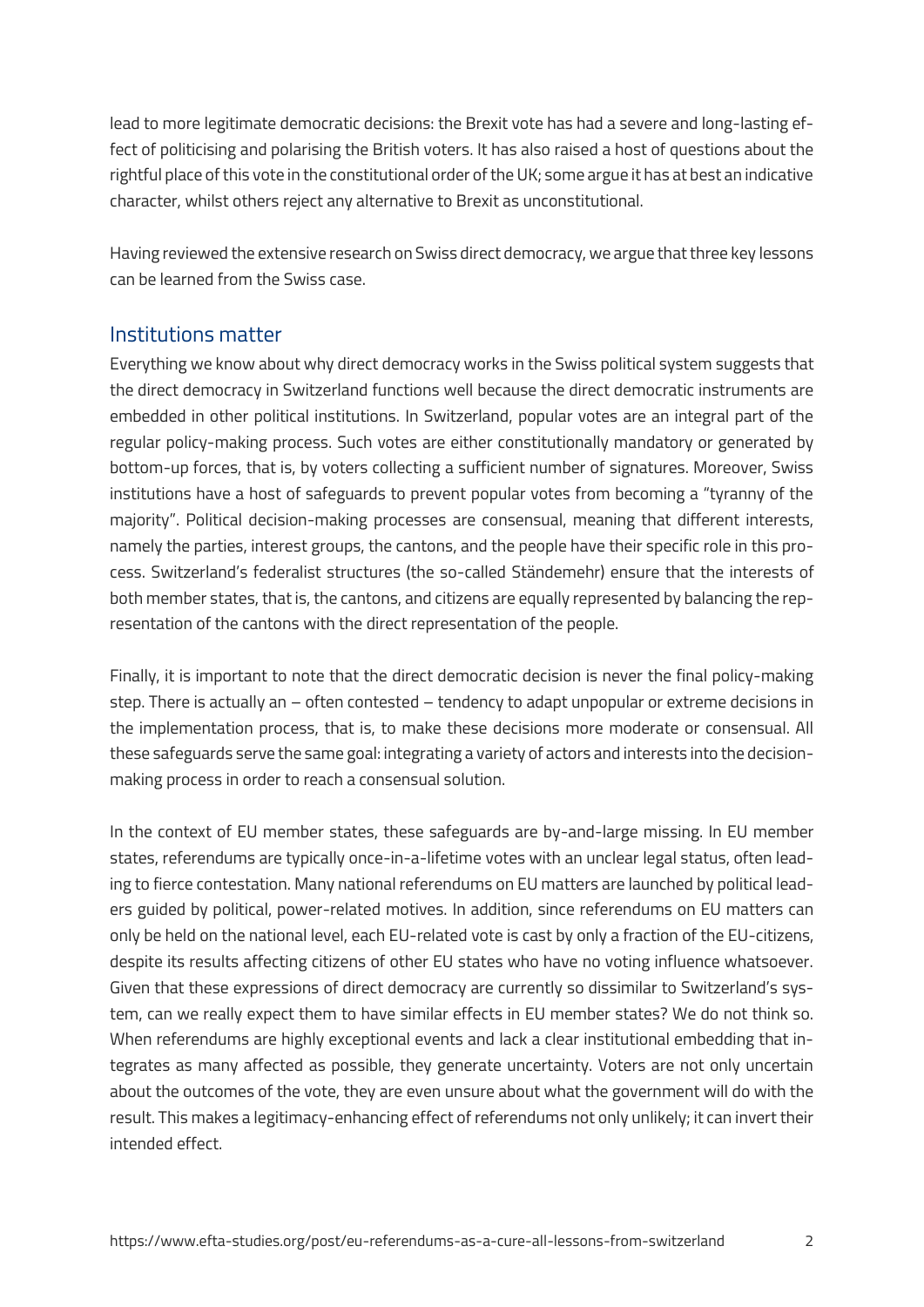lead to more legitimate democratic decisions: the Brexit vote has had a severe and long-lasting effect of politicising and polarising the British voters. It has also raised a host of questions about the rightful place of this vote in the constitutional order of the UK; some argue it has at best an indicative character, whilst others reject any alternative to Brexit as unconstitutional.

Having reviewed the extensive research on Swiss direct democracy, we argue that three key lessons can be learned from the Swiss case.

## Institutions matter

Everything we know about why direct democracy works in the Swiss political system suggests that the direct democracy in Switzerland functions well because the direct democratic instruments are embedded in other political institutions. In Switzerland, popular votes are an integral part of the regular policy-making process. Such votes are either constitutionally mandatory or generated by bottom-up forces, that is, by voters collecting a sufficient number of signatures. Moreover, Swiss institutions have a host of safeguards to prevent popular votes from becoming a "tyranny of the majority". Political decision-making processes are consensual, meaning that different interests, namely the parties, interest groups, the cantons, and the people have their specific role in this process. Switzerland's federalist structures (the so-called Ständemehr) ensure that the interests of both member states, that is, the cantons, and citizens are equally represented by balancing the representation of the cantons with the direct representation of the people.

Finally, it is important to note that the direct democratic decision is never the final policy-making step. There is actually an – often contested – tendency to adapt unpopular or extreme decisions in the implementation process, that is, to make these decisions more moderate or consensual. All these safeguards serve the same goal: integrating a variety of actors and interests into the decision-making process in order to reach a consensual solution.

In the context of EU member states, these safeguards are by-and-large missing. In EU member states, referendums are typically once-in-a-lifetime votes with an unclear legal status, often leading to fierce contestation. Many national referendums on EU matters are launched by political leaders guided by political, power-related motives. In addition, since referendums on EU matters can only be held on the national level, each EU-related vote is cast by only a fraction of the EU-citizens, despite its results affecting citizens of other EU states who have no voting influence whatsoever. Given that these expressions of direct democracy are currently so dissimilar to Switzerland's system, can we really expect them to have similar effects in EU member states? We do not think so. When referendums are highly exceptional events and lack a clear institutional embedding that integrates as many affected as possible, they generate uncertainty. Voters are not only uncertain about the outcomes of the vote, they are even unsure about what the government will do with the result. This makes a legitimacy-enhancing effect of referendums not only unlikely; it can invert their intended effect.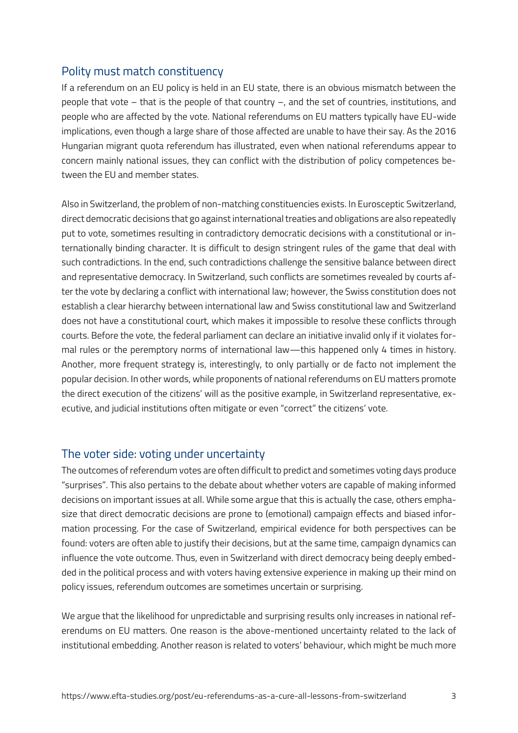## Polity must match constituency

If a referendum on an EU policy is held in an EU state, there is an obvious mismatch between the people that vote – that is the people of that country –, and the set of countries, institutions, and people who are affected by the vote. National referendums on EU matters typically have EU-wide implications, even though a large share of those affected are unable to have their say. As the 2016 Hungarian migrant quota referendum has illustrated, even when national referendums appear to concern mainly national issues, they can conflict with the distribution of policy competences between the EU and member states.

Also in Switzerland, the problem of non-matching constituencies exists. In Eurosceptic Switzerland, direct democratic decisions that go against international treaties and obligations are also repeatedly put to vote, sometimes resulting in contradictory democratic decisions with a constitutional or internationally binding character. It is difficult to design stringent rules of the game that deal with such contradictions. In the end, such contradictions challenge the sensitive balance between direct and representative democracy. In Switzerland, such conflicts are sometimes revealed by courts after the vote by declaring a conflict with international law; however, the Swiss constitution does not establish a clear hierarchy between international law and Swiss constitutional law and Switzerland does not have a constitutional court, which makes it impossible to resolve these conflicts through courts. Before the vote, the federal parliament can declare an initiative invalid only if it violates formal rules or the peremptory norms of international law—this happened only 4 times in history. Another, more frequent strategy is, interestingly, to only partially or de facto not implement the popular decision. In other words, while proponents of national referendums on EU matters promote the direct execution of the citizens' will as the positive example, in Switzerland representative, executive, and judicial institutions often mitigate or even "correct" the citizens' vote.

## The voter side: voting under uncertainty

The outcomes of referendum votes are often difficult to predict and sometimes voting days produce "surprises". This also pertains to the debate about whether voters are capable of making informed decisions on important issues at all. While some argue that this is actually the case, others emphasize that direct democratic decisions are prone to (emotional) campaign effects and biased information processing. For the case of Switzerland, empirical evidence for both perspectives can be found: voters are often able to justify their decisions, but at the same time, campaign dynamics can influence the vote outcome. Thus, even in Switzerland with direct democracy being deeply embedded in the political process and with voters having extensive experience in making up their mind on policy issues, referendum outcomes are sometimes uncertain or surprising.

We argue that the likelihood for unpredictable and surprising results only increases in national referendums on EU matters. One reason is the above-mentioned uncertainty related to the lack of institutional embedding. Another reason is related to voters' behaviour, which might be much more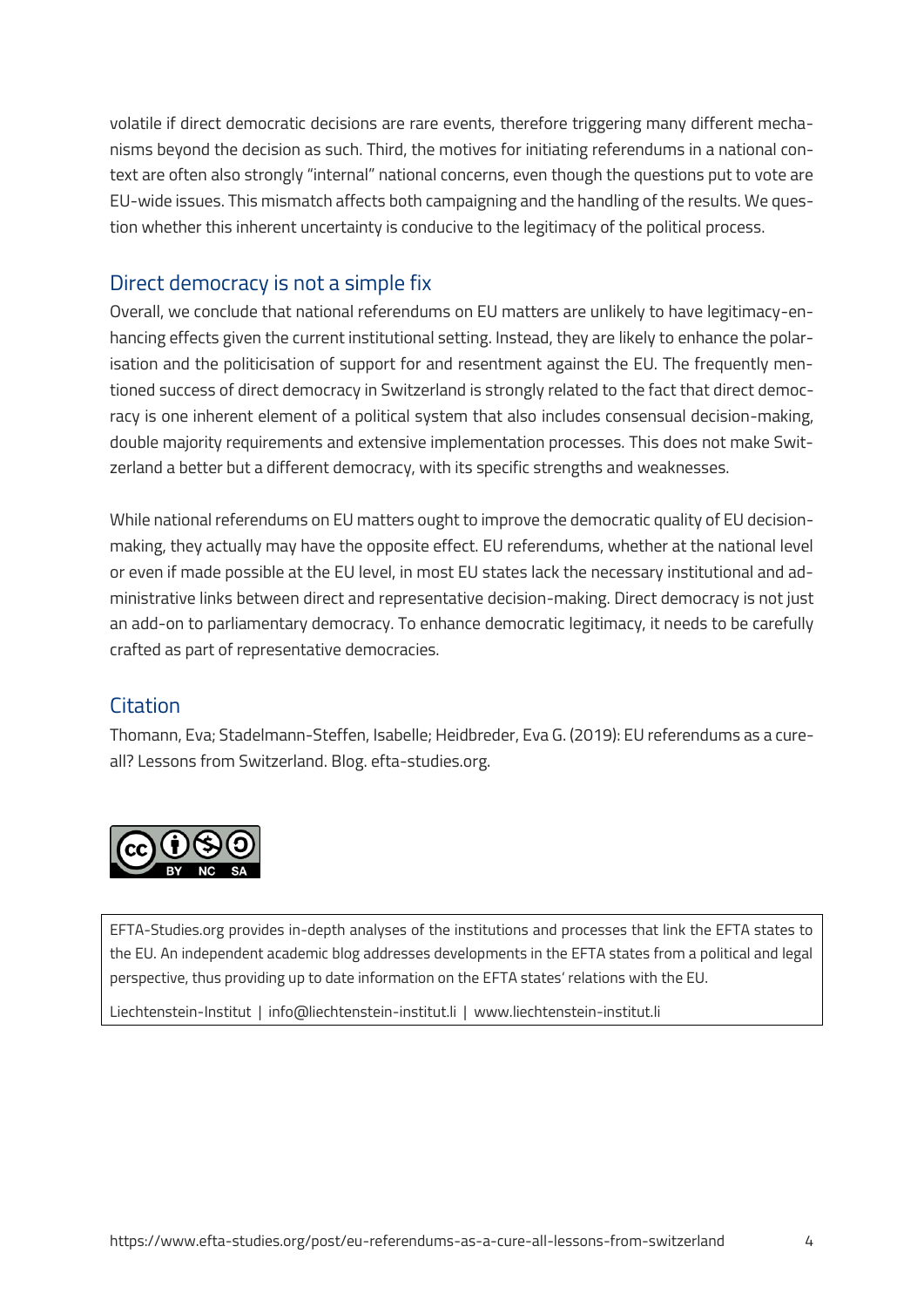volatile if direct democratic decisions are rare events, therefore triggering many different mechanisms beyond the decision as such. Third, the motives for initiating referendums in a national context are often also strongly "internal" national concerns, even though the questions put to vote are EU-wide issues. This mismatch affects both campaigning and the handling of the results. We question whether this inherent uncertainty is conducive to the legitimacy of the political process.

## Direct democracy is not a simple fix

Overall, we conclude that national referendums on EU matters are unlikely to have legitimacy-enhancing effects given the current institutional setting. Instead, they are likely to enhance the polarisation and the politicisation of support for and resentment against the EU. The frequently mentioned success of direct democracy in Switzerland is strongly related to the fact that direct democracy is one inherent element of a political system that also includes consensual decision-making, double majority requirements and extensive implementation processes. This does not make Switzerland a better but a different democracy, with its specific strengths and weaknesses.

While national referendums on EU matters ought to improve the democratic quality of EU decision-making, they actually may have the opposite effect. EU referendums, whether at the national level or even if made possible at the EU level, in most EU states lack the necessary institutional and administrative links between direct and representative decision-making. Direct democracy is not just an add-on to parliamentary democracy. To enhance democratic legitimacy, it needs to be carefully crafted as part of representative democracies.

## Citation

Thomann, Eva; Stadelmann-Steffen, Isabelle; Heidbreder, Eva G. (2019): EU referendums as a cure-all? Lessons from Switzerland. Blog. efta-studies.org.

CC BY NC SA

EFTA-Studies.org provides in-depth analyses of the institutions and processes that link the EFTA states to the EU. An independent academic blog addresses developments in the EFTA states from a political and legal perspective, thus providing up to date information on the EFTA states' relations with the EU.

Liechtenstein-Institut | info@liechtenstein-institut.li | www.liechtenstein-institut.li